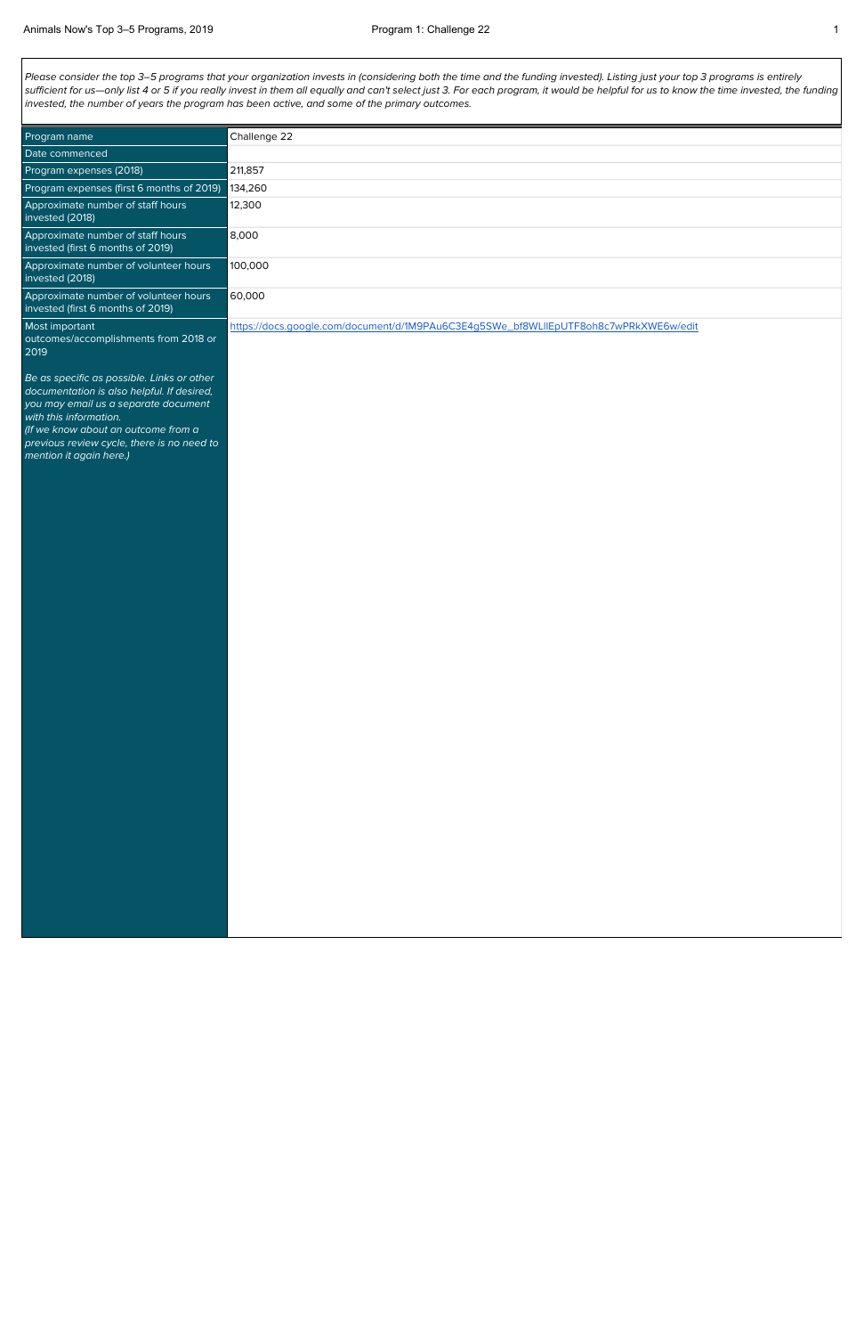*Please consider the top 3–5 programs that your organization invests in (considering both the time and the funding invested). Listing just your top 3 programs is entirely sufficient for us—only list 4 or 5 if you really invest in them all equally and can't select just 3. For each program, it would be helpful for us to know the time invested, the funding invested, the number of years the program has been active, and some of the primary outcomes.*

| Program name | Challenge 22 |
|---|---|
| Date commenced | |
| Program expenses (2018) | 211,857 |
| Program expenses (first 6 months of 2019) | 134,260 |
| Approximate number of staff hours invested (2018) | 12,300 |
| Approximate number of staff hours invested (first 6 months of 2019) | 8,000 |
| Approximate number of volunteer hours invested (2018) | 100,000 |
| Approximate number of volunteer hours invested (first 6 months of 2019) | 60,000 |
| Most important outcomes/accomplishments from 2018 or 2019<br><br>*Be as specific as possible. Links or other documentation is also helpful. If desired, you may email us a separate document with this information.*<br>*(If we know about an outcome from a previous review cycle, there is no need to mention it again here.)* | https://docs.google.com/document/d/1M9PAu6C3E4g5SWe_bf8WLlIEpUTF8oh8c7wPRkXWE6w/edit |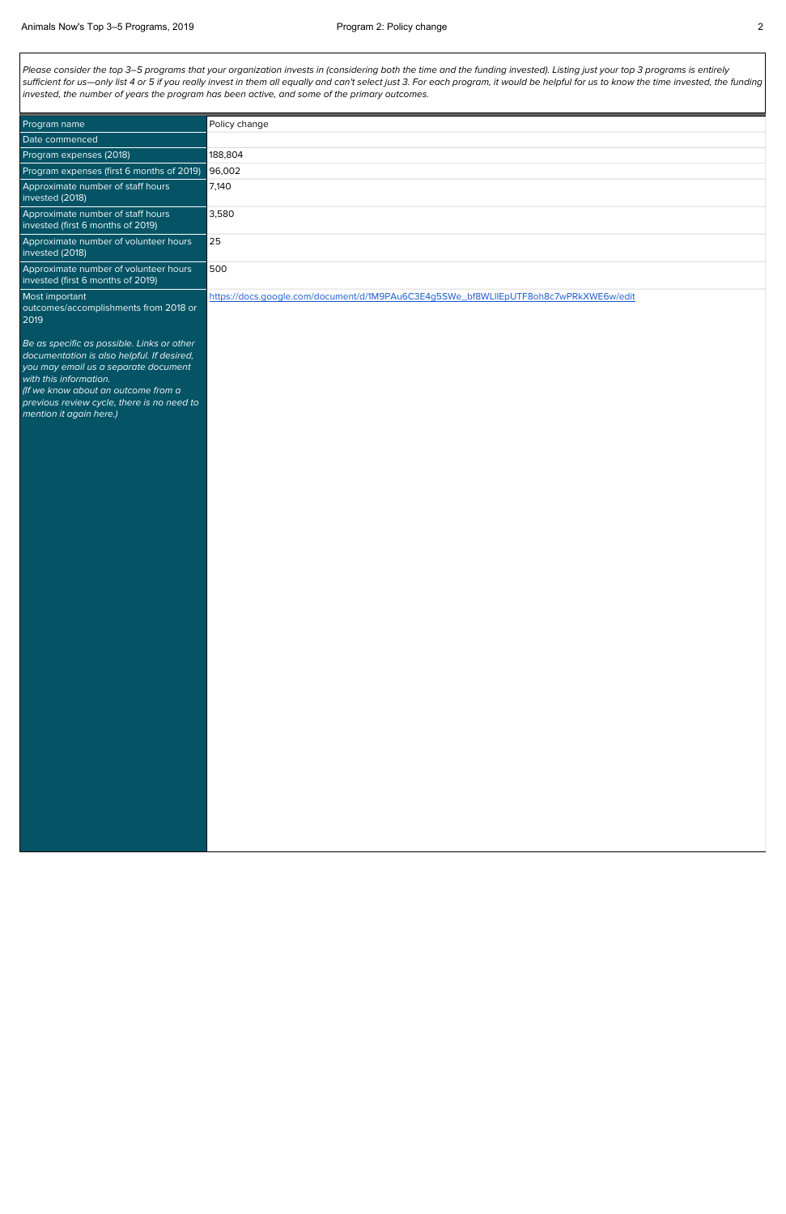*Please consider the top 3–5 programs that your organization invests in (considering both the time and the funding invested). Listing just your top 3 programs is entirely sufficient for us—only list 4 or 5 if you really invest in them all equally and can't select just 3. For each program, it would be helpful for us to know the time invested, the funding invested, the number of years the program has been active, and some of the primary outcomes.*

| | |
|---|---|
| Program name | Policy change |
| Date commenced | |
| Program expenses (2018) | 188,804 |
| Program expenses (first 6 months of 2019) | 96,002 |
| Approximate number of staff hours invested (2018) | 7,140 |
| Approximate number of staff hours invested (first 6 months of 2019) | 3,580 |
| Approximate number of volunteer hours invested (2018) | 25 |
| Approximate number of volunteer hours invested (first 6 months of 2019) | 500 |
| Most important outcomes/accomplishments from 2018 or 2019<br><br>*Be as specific as possible. Links or other documentation is also helpful. If desired, you may email us a separate document with this information.*<br>*(If we know about an outcome from a previous review cycle, there is no need to mention it again here.)* | https://docs.google.com/document/d/1M9PAu6C3E4g5SWe_bf8WLlIEpUTF8oh8c7wPRkXWE6w/edit |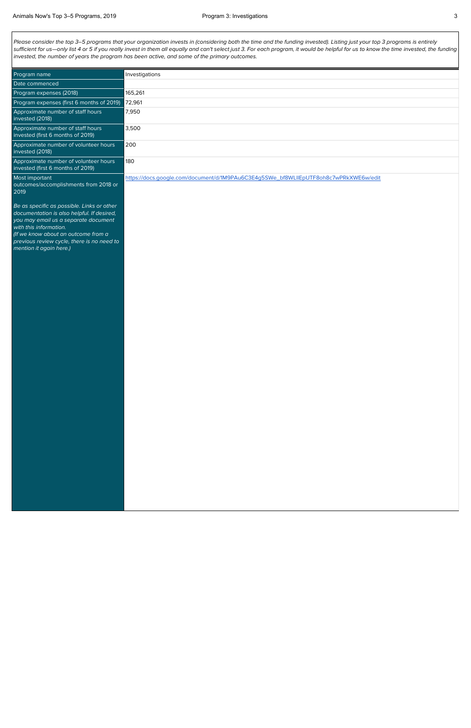*Please consider the top 3–5 programs that your organization invests in (considering both the time and the funding invested). Listing just your top 3 programs is entirely sufficient for us—only list 4 or 5 if you really invest in them all equally and can't select just 3. For each program, it would be helpful for us to know the time invested, the funding invested, the number of years the program has been active, and some of the primary outcomes.*

| | |
|---|---|
| Program name | Investigations |
| Date commenced | |
| Program expenses (2018) | 165,261 |
| Program expenses (first 6 months of 2019) | 72,961 |
| Approximate number of staff hours invested (2018) | 7,950 |
| Approximate number of staff hours invested (first 6 months of 2019) | 3,500 |
| Approximate number of volunteer hours invested (2018) | 200 |
| Approximate number of volunteer hours invested (first 6 months of 2019) | 180 |
| Most important outcomes/accomplishments from 2018 or 2019<br><br>*Be as specific as possible. Links or other documentation is also helpful. If desired, you may email us a separate document with this information. (If we know about an outcome from a previous review cycle, there is no need to mention it again here.)* | https://docs.google.com/document/d/1M9PAu6C3E4g5SWe_bf8WLlIEpUTF8oh8c7wPRkXWE6w/edit |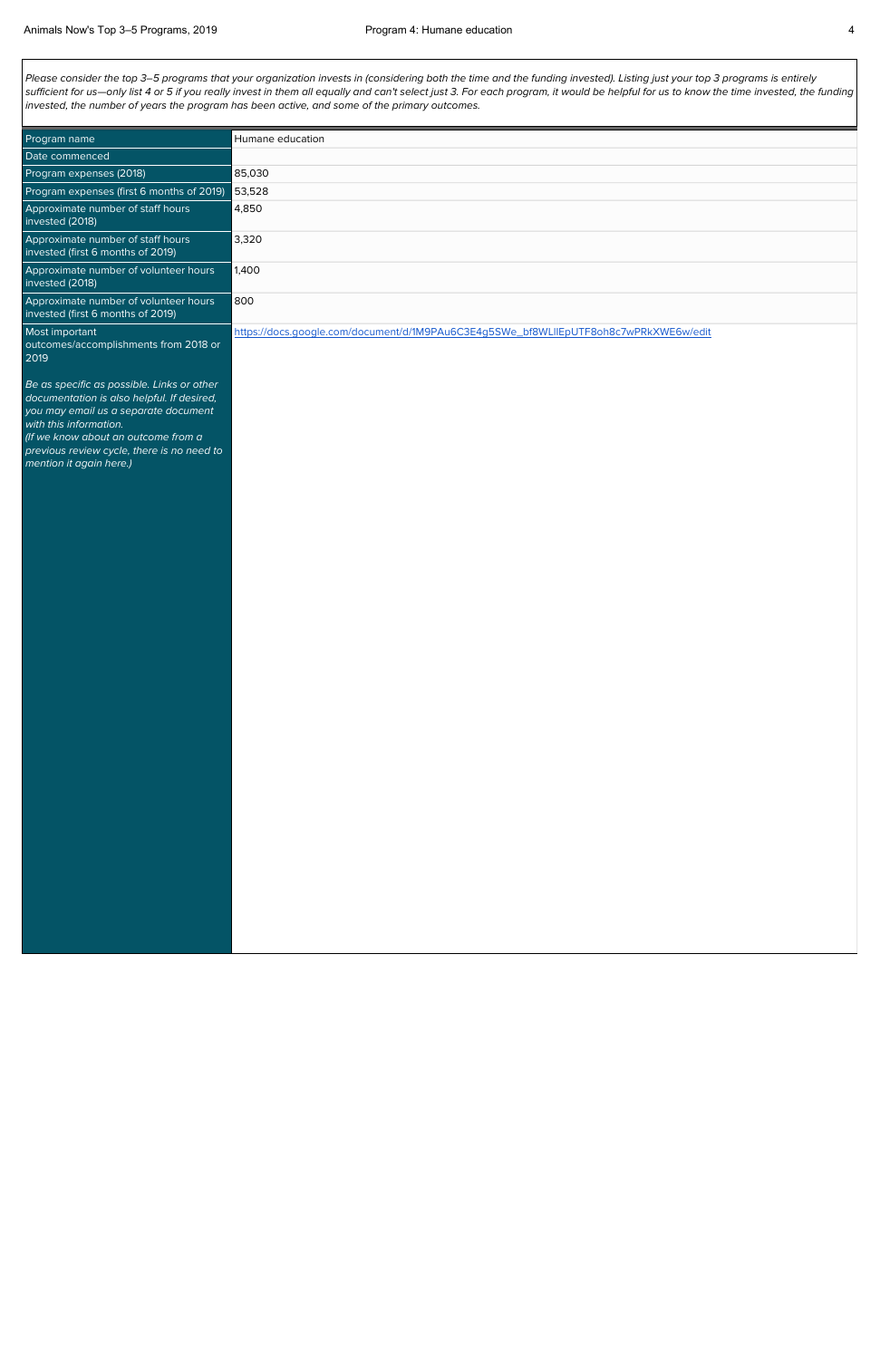*Please consider the top 3–5 programs that your organization invests in (considering both the time and the funding invested). Listing just your top 3 programs is entirely sufficient for us—only list 4 or 5 if you really invest in them all equally and can't select just 3. For each program, it would be helpful for us to know the time invested, the funding invested, the number of years the program has been active, and some of the primary outcomes.*

| | |
|---|---|
| Program name | Humane education |
| Date commenced | |
| Program expenses (2018) | 85,030 |
| Program expenses (first 6 months of 2019) | 53,528 |
| Approximate number of staff hours invested (2018) | 4,850 |
| Approximate number of staff hours invested (first 6 months of 2019) | 3,320 |
| Approximate number of volunteer hours invested (2018) | 1,400 |
| Approximate number of volunteer hours invested (first 6 months of 2019) | 800 |
| Most important outcomes/accomplishments from 2018 or 2019<br><br>*Be as specific as possible. Links or other documentation is also helpful. If desired, you may email us a separate document with this information.*<br>*(If we know about an outcome from a previous review cycle, there is no need to mention it again here.)* | https://docs.google.com/document/d/1M9PAu6C3E4g5SWe_bf8WLlIEpUTF8oh8c7wPRkXWE6w/edit |